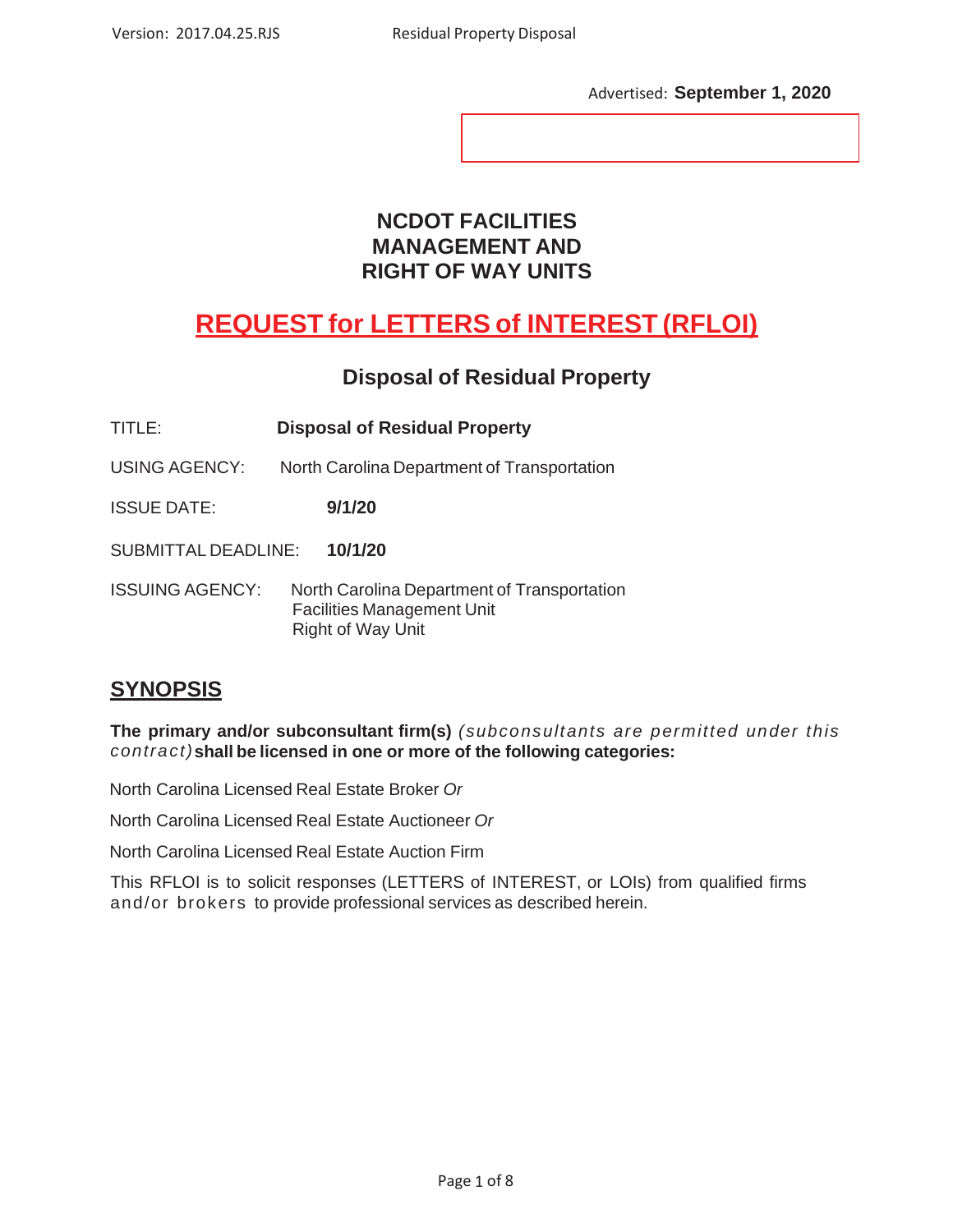Advertised: **September 1, 2020**

# NCDOT FACILITIES MANAGEMENT AND RIGHT OF WAY UNITS

# REQUEST for LETTERS of INTEREST (RFLOI)

## Disposal of Residual Property

TITLE: **Disposal of Residual Property**

USING AGENCY: North Carolina Department of Transportation

ISSUE DATE: **9/1/20**

SUBMITTAL DEADLINE: **10/1/20**

ISSUING AGENCY: North Carolina Department of Transportation
Facilities Management Unit
Right of Way Unit

## SYNOPSIS

**The primary and/or subconsultant firm(s)** *(subconsultants are permitted under this contract)* **shall be licensed in one or more of the following categories:**

North Carolina Licensed Real Estate Broker *Or*

North Carolina Licensed Real Estate Auctioneer *Or*

North Carolina Licensed Real Estate Auction Firm

This RFLOI is to solicit responses (LETTERS of INTEREST, or LOIs) from qualified firms and/or brokers to provide professional services as described herein.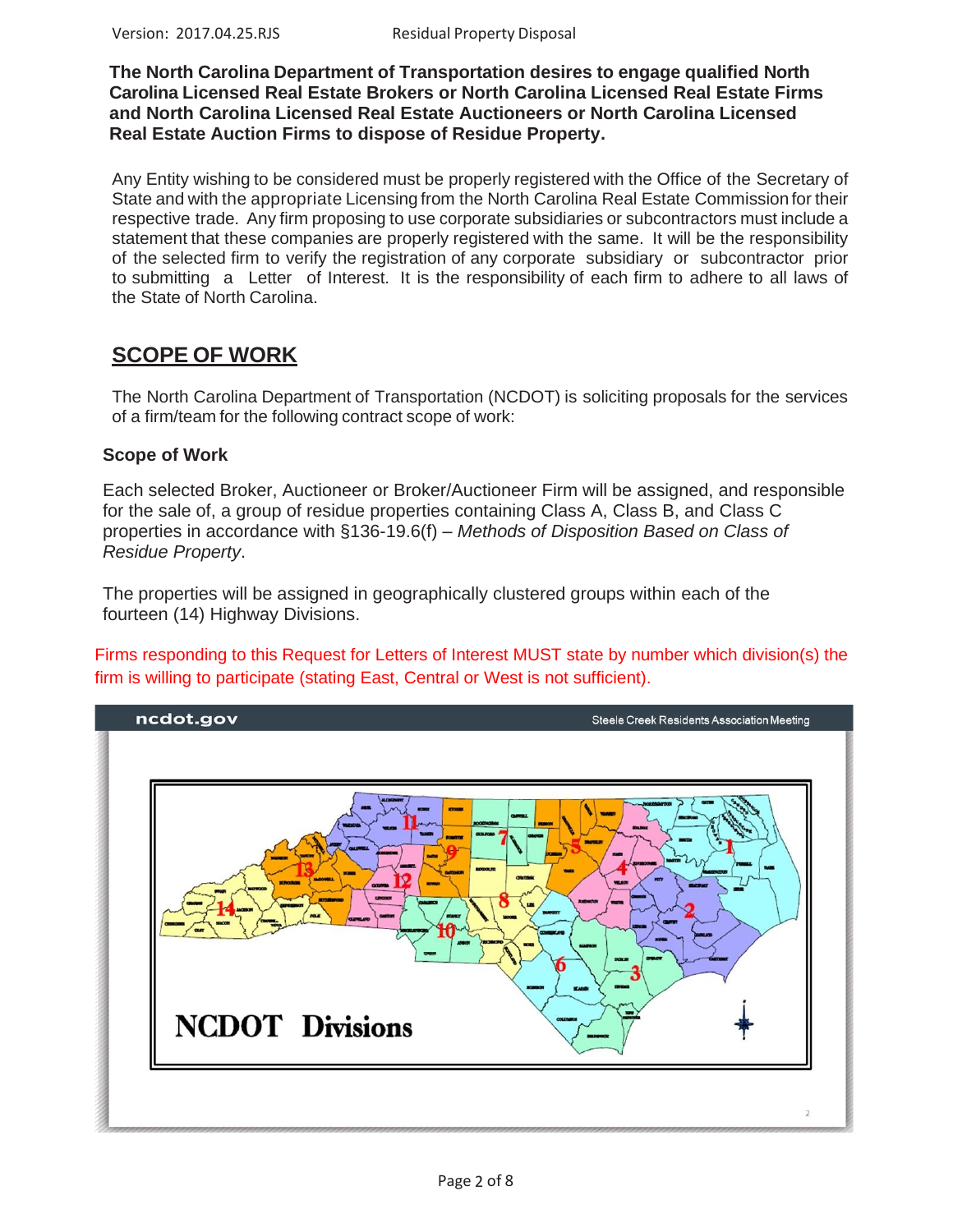**The North Carolina Department of Transportation desires to engage qualified North Carolina Licensed Real Estate Brokers or North Carolina Licensed Real Estate Firms and North Carolina Licensed Real Estate Auctioneers or North Carolina Licensed Real Estate Auction Firms to dispose of Residue Property.**

Any Entity wishing to be considered must be properly registered with the Office of the Secretary of State and with the appropriate Licensing from the North Carolina Real Estate Commission for their respective trade. Any firm proposing to use corporate subsidiaries or subcontractors must include a statement that these companies are properly registered with the same. It will be the responsibility of the selected firm to verify the registration of any corporate subsidiary or subcontractor prior to submitting a Letter of Interest. It is the responsibility of each firm to adhere to all laws of the State of North Carolina.

## SCOPE OF WORK

The North Carolina Department of Transportation (NCDOT) is soliciting proposals for the services of a firm/team for the following contract scope of work:

### Scope of Work

Each selected Broker, Auctioneer or Broker/Auctioneer Firm will be assigned, and responsible for the sale of, a group of residue properties containing Class A, Class B, and Class C properties in accordance with §136-19.6(f) – *Methods of Disposition Based on Class of Residue Property*.

The properties will be assigned in geographically clustered groups within each of the fourteen (14) Highway Divisions.

Firms responding to this Request for Letters of Interest MUST state by number which division(s) the firm is willing to participate (stating East, Central or West is not sufficient).

ncdot.gov — Steele Creek Residents Association Meeting

NCDOT Divisions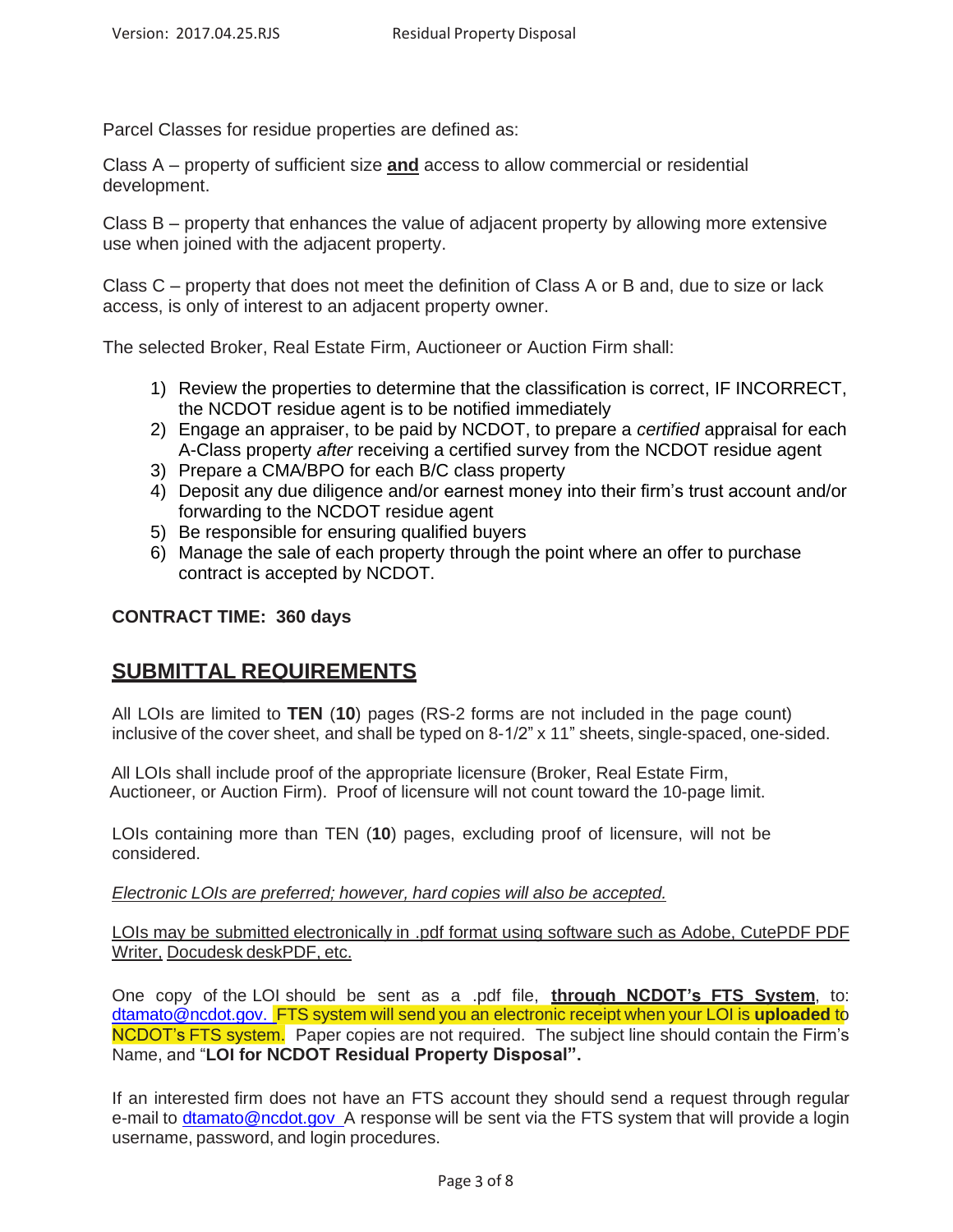Parcel Classes for residue properties are defined as:

Class A – property of sufficient size **and** access to allow commercial or residential development.

Class B – property that enhances the value of adjacent property by allowing more extensive use when joined with the adjacent property.

Class C – property that does not meet the definition of Class A or B and, due to size or lack access, is only of interest to an adjacent property owner.

The selected Broker, Real Estate Firm, Auctioneer or Auction Firm shall:

1) Review the properties to determine that the classification is correct, IF INCORRECT, the NCDOT residue agent is to be notified immediately
2) Engage an appraiser, to be paid by NCDOT, to prepare a *certified* appraisal for each A-Class property *after* receiving a certified survey from the NCDOT residue agent
3) Prepare a CMA/BPO for each B/C class property
4) Deposit any due diligence and/or earnest money into their firm's trust account and/or forwarding to the NCDOT residue agent
5) Be responsible for ensuring qualified buyers
6) Manage the sale of each property through the point where an offer to purchase contract is accepted by NCDOT.

**CONTRACT TIME: 360 days**

## SUBMITTAL REQUIREMENTS

All LOIs are limited to **TEN** (**10**) pages (RS-2 forms are not included in the page count) inclusive of the cover sheet, and shall be typed on 8-1/2" x 11" sheets, single-spaced, one-sided.

All LOIs shall include proof of the appropriate licensure (Broker, Real Estate Firm, Auctioneer, or Auction Firm). Proof of licensure will not count toward the 10-page limit.

LOIs containing more than TEN (**10**) pages, excluding proof of licensure, will not be considered.

*Electronic LOIs are preferred; however, hard copies will also be accepted.*

LOIs may be submitted electronically in .pdf format using software such as Adobe, CutePDF PDF Writer, Docudesk deskPDF, etc.

One copy of the LOI should be sent as a .pdf file, **through NCDOT's FTS System**, to: dtamato@ncdot.gov. FTS system will send you an electronic receipt when your LOI is **uploaded** to NCDOT's FTS system. Paper copies are not required. The subject line should contain the Firm's Name, and "**LOI for NCDOT Residual Property Disposal".**

If an interested firm does not have an FTS account they should send a request through regular e-mail to dtamato@ncdot.gov A response will be sent via the FTS system that will provide a login username, password, and login procedures.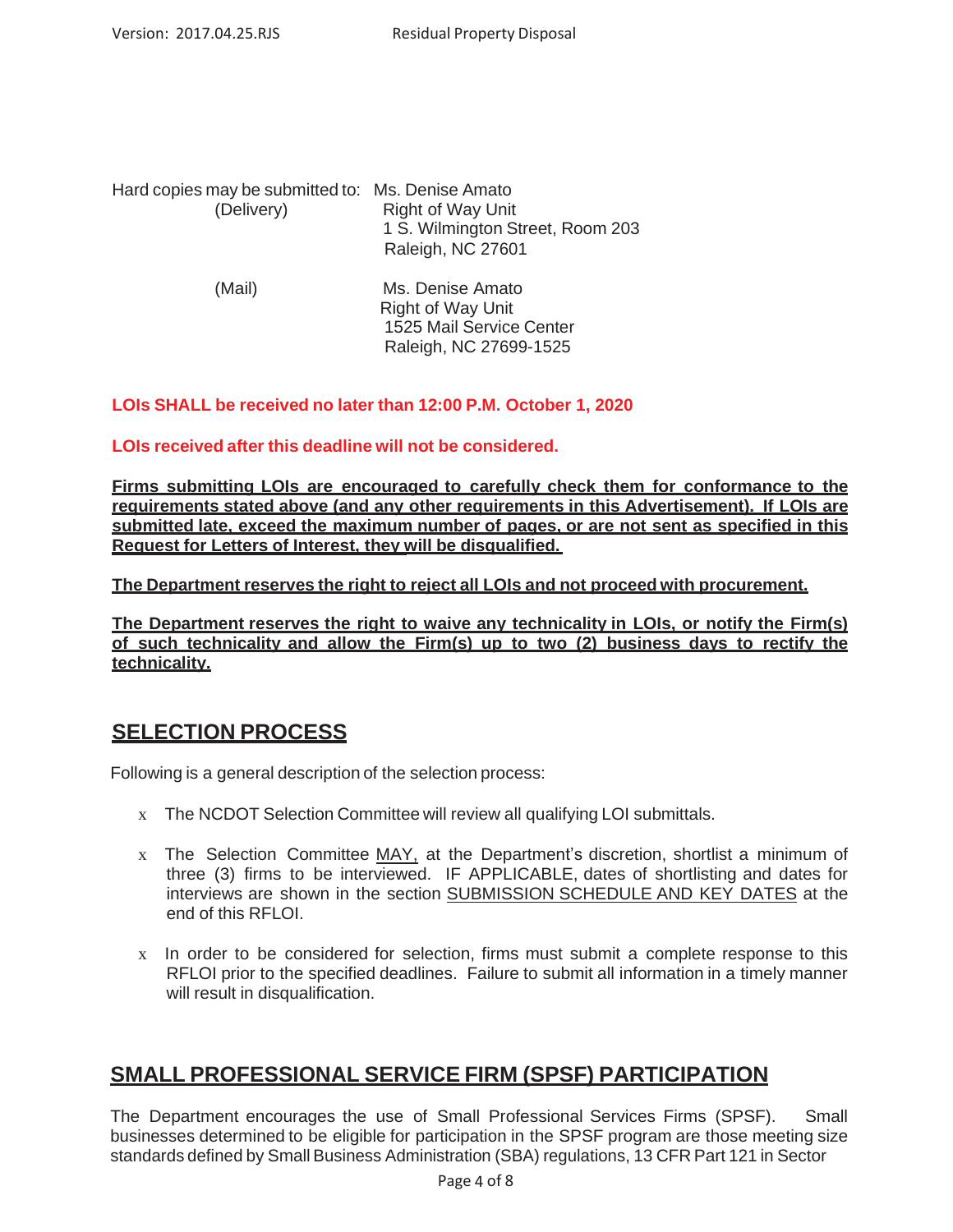Hard copies may be submitted to: Ms. Denise Amato
(Delivery) Right of Way Unit
1 S. Wilmington Street, Room 203
Raleigh, NC 27601

(Mail) Ms. Denise Amato
Right of Way Unit
1525 Mail Service Center
Raleigh, NC 27699-1525

**LOIs SHALL be received no later than 12:00 P.M. October 1, 2020**

**LOIs received after this deadline will not be considered.**

**Firms submitting LOIs are encouraged to carefully check them for conformance to the requirements stated above (and any other requirements in this Advertisement). If LOIs are submitted late, exceed the maximum number of pages, or are not sent as specified in this Request for Letters of Interest, they will be disqualified.**

**The Department reserves the right to reject all LOIs and not proceed with procurement.**

**The Department reserves the right to waive any technicality in LOIs, or notify the Firm(s) of such technicality and allow the Firm(s) up to two (2) business days to rectify the technicality.**

## SELECTION PROCESS

Following is a general description of the selection process:

- The NCDOT Selection Committee will review all qualifying LOI submittals.
- The Selection Committee MAY, at the Department's discretion, shortlist a minimum of three (3) firms to be interviewed. IF APPLICABLE, dates of shortlisting and dates for interviews are shown in the section SUBMISSION SCHEDULE AND KEY DATES at the end of this RFLOI.
- In order to be considered for selection, firms must submit a complete response to this RFLOI prior to the specified deadlines. Failure to submit all information in a timely manner will result in disqualification.

## SMALL PROFESSIONAL SERVICE FIRM (SPSF) PARTICIPATION

The Department encourages the use of Small Professional Services Firms (SPSF). Small businesses determined to be eligible for participation in the SPSF program are those meeting size standards defined by Small Business Administration (SBA) regulations, 13 CFR Part 121 in Sector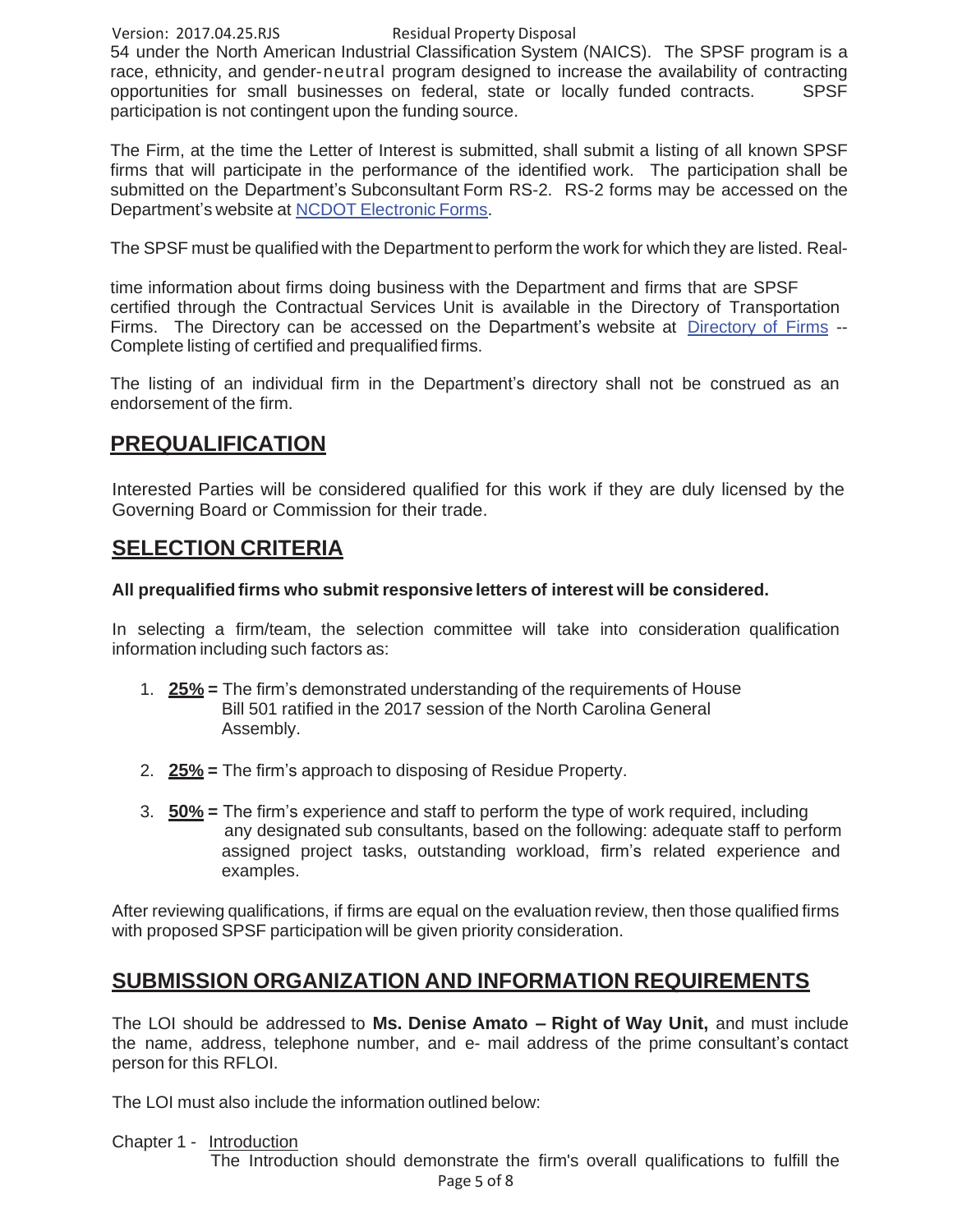54 under the North American Industrial Classification System (NAICS). The SPSF program is a race, ethnicity, and gender-neutral program designed to increase the availability of contracting opportunities for small businesses on federal, state or locally funded contracts. SPSF participation is not contingent upon the funding source.

The Firm, at the time the Letter of Interest is submitted, shall submit a listing of all known SPSF firms that will participate in the performance of the identified work. The participation shall be submitted on the Department's Subconsultant Form RS-2. RS-2 forms may be accessed on the Department's website at [NCDOT Electronic Forms](NCDOT Electronic Forms).

The SPSF must be qualified with the Department to perform the work for which they are listed. Real-time information about firms doing business with the Department and firms that are SPSF certified through the Contractual Services Unit is available in the Directory of Transportation Firms. The Directory can be accessed on the Department's website at [Directory of Firms](Directory of Firms) -- Complete listing of certified and prequalified firms.

The listing of an individual firm in the Department's directory shall not be construed as an endorsement of the firm.

## PREQUALIFICATION

Interested Parties will be considered qualified for this work if they are duly licensed by the Governing Board or Commission for their trade.

## SELECTION CRITERIA

**All prequalified firms who submit responsive letters of interest will be considered.**

In selecting a firm/team, the selection committee will take into consideration qualification information including such factors as:

1. **25% =** The firm's demonstrated understanding of the requirements of House Bill 501 ratified in the 2017 session of the North Carolina General Assembly.

2. **25% =** The firm's approach to disposing of Residue Property.

3. **50% =** The firm's experience and staff to perform the type of work required, including any designated sub consultants, based on the following: adequate staff to perform assigned project tasks, outstanding workload, firm's related experience and examples.

After reviewing qualifications, if firms are equal on the evaluation review, then those qualified firms with proposed SPSF participation will be given priority consideration.

## SUBMISSION ORGANIZATION AND INFORMATION REQUIREMENTS

The LOI should be addressed to **Ms. Denise Amato – Right of Way Unit,** and must include the name, address, telephone number, and e- mail address of the prime consultant's contact person for this RFLOI.

The LOI must also include the information outlined below:

Chapter 1 - Introduction

The Introduction should demonstrate the firm's overall qualifications to fulfill the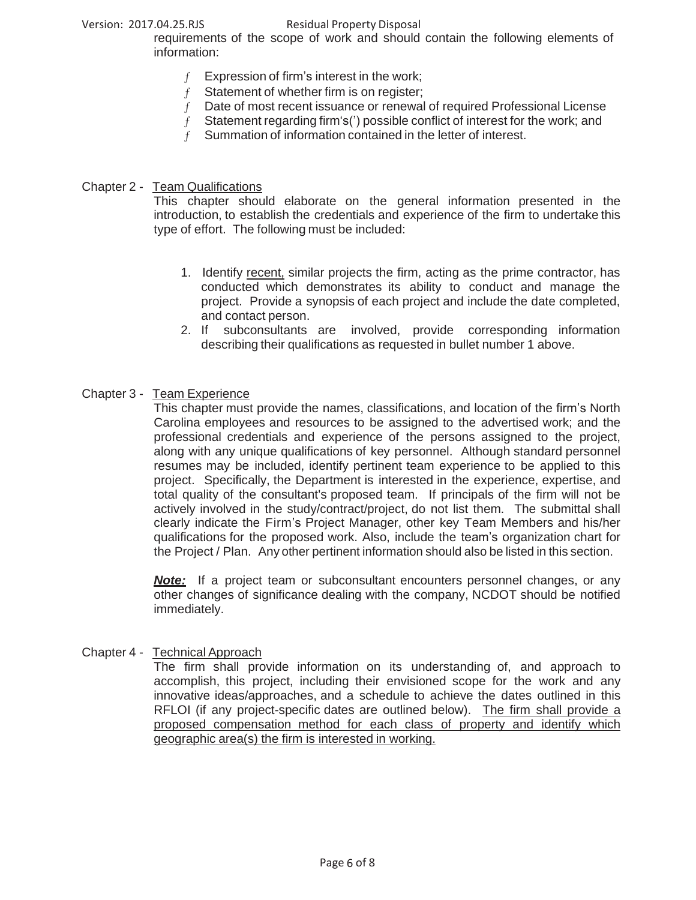requirements of the scope of work and should contain the following elements of information:

- Expression of firm's interest in the work;
- Statement of whether firm is on register;
- Date of most recent issuance or renewal of required Professional License
- Statement regarding firm's(') possible conflict of interest for the work; and
- Summation of information contained in the letter of interest.

## Chapter 2 - Team Qualifications

This chapter should elaborate on the general information presented in the introduction, to establish the credentials and experience of the firm to undertake this type of effort. The following must be included:

1. Identify recent, similar projects the firm, acting as the prime contractor, has conducted which demonstrates its ability to conduct and manage the project. Provide a synopsis of each project and include the date completed, and contact person.
2. If subconsultants are involved, provide corresponding information describing their qualifications as requested in bullet number 1 above.

## Chapter 3 - Team Experience

This chapter must provide the names, classifications, and location of the firm's North Carolina employees and resources to be assigned to the advertised work; and the professional credentials and experience of the persons assigned to the project, along with any unique qualifications of key personnel. Although standard personnel resumes may be included, identify pertinent team experience to be applied to this project. Specifically, the Department is interested in the experience, expertise, and total quality of the consultant's proposed team. If principals of the firm will not be actively involved in the study/contract/project, do not list them. The submittal shall clearly indicate the Firm's Project Manager, other key Team Members and his/her qualifications for the proposed work. Also, include the team's organization chart for the Project / Plan. Any other pertinent information should also be listed in this section.

***Note:*** If a project team or subconsultant encounters personnel changes, or any other changes of significance dealing with the company, NCDOT should be notified immediately.

## Chapter 4 - Technical Approach

The firm shall provide information on its understanding of, and approach to accomplish, this project, including their envisioned scope for the work and any innovative ideas/approaches, and a schedule to achieve the dates outlined in this RFLOI (if any project-specific dates are outlined below). The firm shall provide a proposed compensation method for each class of property and identify which geographic area(s) the firm is interested in working.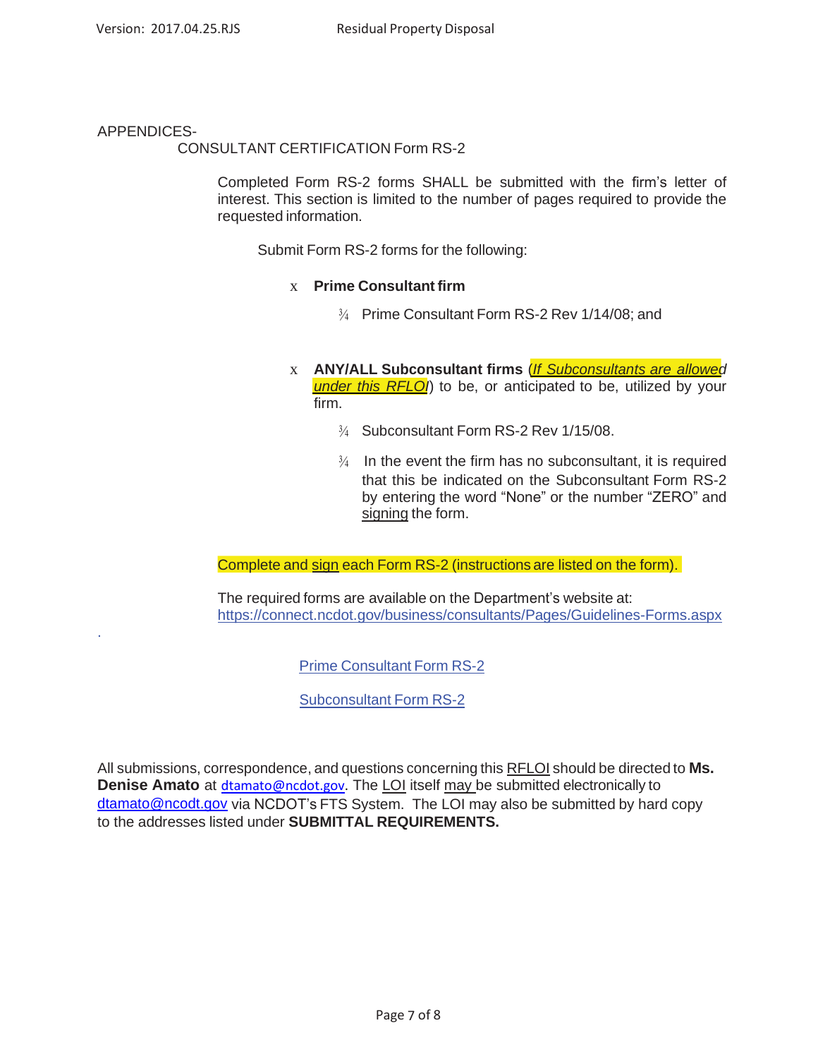APPENDICES-

CONSULTANT CERTIFICATION Form RS-2

Completed Form RS-2 forms SHALL be submitted with the firm's letter of interest. This section is limited to the number of pages required to provide the requested information.

Submit Form RS-2 forms for the following:

- **Prime Consultant firm**
  - Prime Consultant Form RS-2 Rev 1/14/08; and

- **ANY/ALL Subconsultant firms** (*If Subconsultants are allowed under this RFLOI*) to be, or anticipated to be, utilized by your firm.
  - Subconsultant Form RS-2 Rev 1/15/08.
  - In the event the firm has no subconsultant, it is required that this be indicated on the Subconsultant Form RS-2 by entering the word "None" or the number "ZERO" and signing the form.

Complete and sign each Form RS-2 (instructions are listed on the form).

The required forms are available on the Department's website at:
https://connect.ncdot.gov/business/consultants/Pages/Guidelines-Forms.aspx

Prime Consultant Form RS-2

Subconsultant Form RS-2

All submissions, correspondence, and questions concerning this RFLOI should be directed to **Ms. Denise Amato** at dtamato@ncdot.gov. The LOI itself may be submitted electronically to dtamato@ncodt.gov via NCDOT's FTS System. The LOI may also be submitted by hard copy to the addresses listed under **SUBMITTAL REQUIREMENTS.**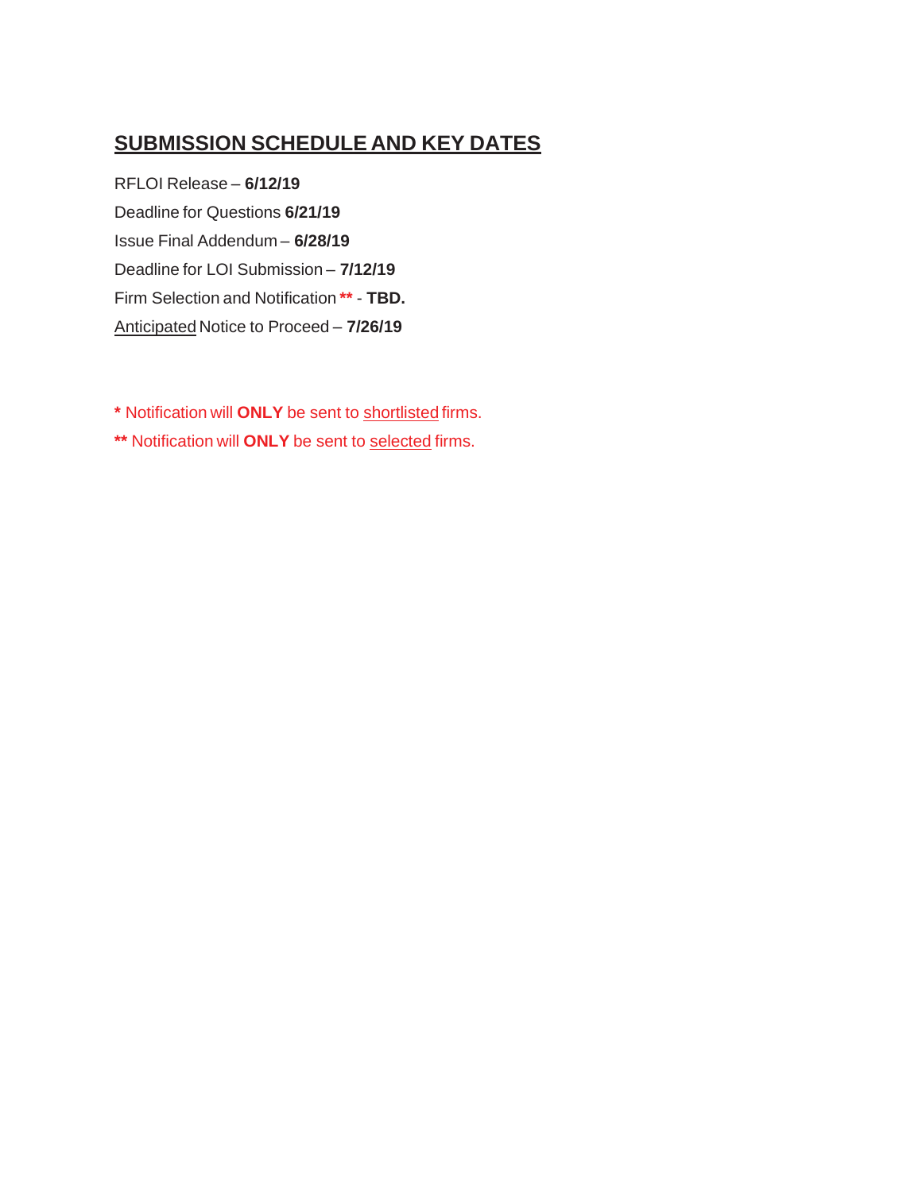## SUBMISSION SCHEDULE AND KEY DATES

RFLOI Release – **6/12/19**

Deadline for Questions **6/21/19**

Issue Final Addendum – **6/28/19**

Deadline for LOI Submission – **7/12/19**

Firm Selection and Notification **\*\*** - **TBD.**

Anticipated Notice to Proceed – **7/26/19**

**\*** Notification will **ONLY** be sent to shortlisted firms.

**\*\*** Notification will **ONLY** be sent to selected firms.